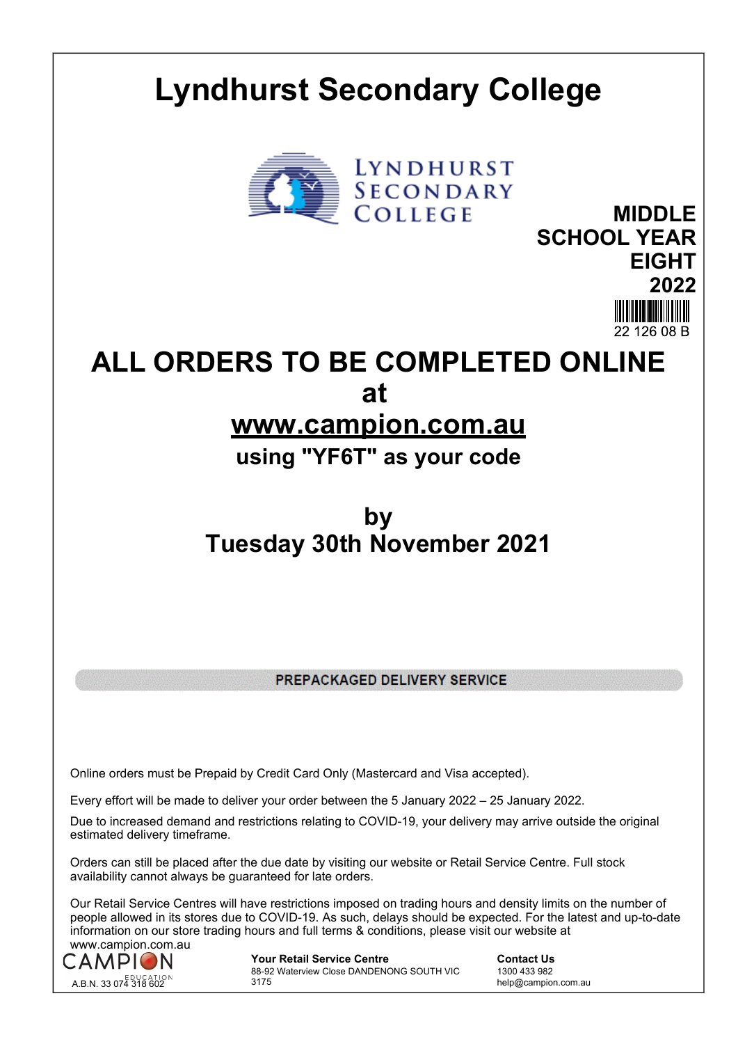# Lyndhurst Secondary College

LYNDHURST SECONDARY COLLEGE

**MIDDLE SCHOOL YEAR EIGHT 2022**

22 126 08 B

## ALL ORDERS TO BE COMPLETED ONLINE at www.campion.com.au

### using "YF6T" as your code

### by Tuesday 30th November 2021

**PREPACKAGED DELIVERY SERVICE**

Online orders must be Prepaid by Credit Card Only (Mastercard and Visa accepted).

Every effort will be made to deliver your order between the 5 January 2022 – 25 January 2022.

Due to increased demand and restrictions relating to COVID-19, your delivery may arrive outside the original estimated delivery timeframe.

Orders can still be placed after the due date by visiting our website or Retail Service Centre. Full stock availability cannot always be guaranteed for late orders.

Our Retail Service Centres will have restrictions imposed on trading hours and density limits on the number of people allowed in its stores due to COVID-19. As such, delays should be expected. For the latest and up-to-date information on our store trading hours and full terms & conditions, please visit our website at www.campion.com.au

CAMPION EDUCATION
A.B.N. 33 074 318 602

**Your Retail Service Centre**
88-92 Waterview Close DANDENONG SOUTH VIC 3175

**Contact Us**
1300 433 982
help@campion.com.au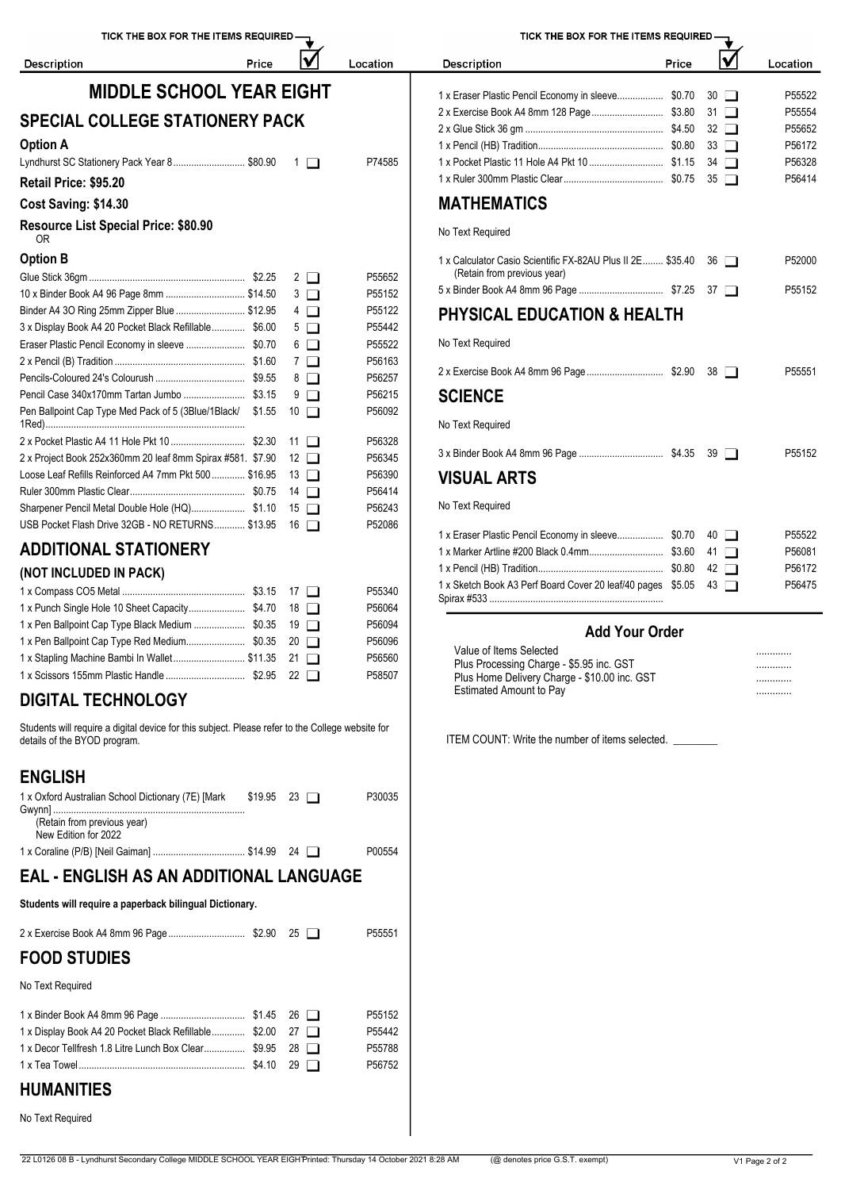TICK THE BOX FOR THE ITEMS REQUIRED

# MIDDLE SCHOOL YEAR EIGHT

## SPECIAL COLLEGE STATIONERY PACK

**Option A**

| Description | Price | ☑ | Location |
|---|---|---|---|
| Lyndhurst SC Stationery Pack Year 8 | $80.90 | 1 ❑ | P74585 |

**Retail Price: $95.20**

**Cost Saving: $14.30**

**Resource List Special Price: $80.90**

OR

**Option B**

| Description | Price | ☑ | Location |
|---|---|---|---|
| Glue Stick 36gm | $2.25 | 2 ❑ | P55652 |
| 10 x Binder Book A4 96 Page 8mm | $14.50 | 3 ❑ | P55152 |
| Binder A4 3O Ring 25mm Zipper Blue | $12.95 | 4 ❑ | P55122 |
| 3 x Display Book A4 20 Pocket Black Refillable | $6.00 | 5 ❑ | P55442 |
| Eraser Plastic Pencil Economy in sleeve | $0.70 | 6 ❑ | P55522 |
| 2 x Pencil (B) Tradition | $1.60 | 7 ❑ | P56163 |
| Pencils-Coloured 24's Colourush | $9.55 | 8 ❑ | P56257 |
| Pencil Case 340x170mm Tartan Jumbo | $3.15 | 9 ❑ | P56215 |
| Pen Ballpoint Cap Type Med Pack of 5 (3Blue/1Black/ 1Red) | $1.55 | 10 ❑ | P56092 |
| 2 x Pocket Plastic A4 11 Hole Pkt 10 | $2.30 | 11 ❑ | P56328 |
| 2 x Project Book 252x360mm 20 leaf 8mm Spirax #581. | $7.90 | 12 ❑ | P56345 |
| Loose Leaf Refills Reinforced A4 7mm Pkt 500 | $16.95 | 13 ❑ | P56390 |
| Ruler 300mm Plastic Clear | $0.75 | 14 ❑ | P56414 |
| Sharpener Pencil Metal Double Hole (HQ) | $1.10 | 15 ❑ | P56243 |
| USB Pocket Flash Drive 32GB - NO RETURNS | $13.95 | 16 ❑ | P52086 |

## ADDITIONAL STATIONERY

### (NOT INCLUDED IN PACK)

| Description | Price | ☑ | Location |
|---|---|---|---|
| 1 x Compass CO5 Metal | $3.15 | 17 ❑ | P55340 |
| 1 x Punch Single Hole 10 Sheet Capacity | $4.70 | 18 ❑ | P56064 |
| 1 x Pen Ballpoint Cap Type Black Medium | $0.35 | 19 ❑ | P56094 |
| 1 x Pen Ballpoint Cap Type Red Medium | $0.35 | 20 ❑ | P56096 |
| 1 x Stapling Machine Bambi In Wallet | $11.35 | 21 ❑ | P56560 |
| 1 x Scissors 155mm Plastic Handle | $2.95 | 22 ❑ | P58507 |

## DIGITAL TECHNOLOGY

Students will require a digital device for this subject. Please refer to the College website for details of the BYOD program.

## ENGLISH

| Description | Price | ☑ | Location |
|---|---|---|---|
| 1 x Oxford Australian School Dictionary (7E) [Mark Gwynn] (Retain from previous year) New Edition for 2022 | $19.95 | 23 ❑ | P30035 |
| 1 x Coraline (P/B) [Neil Gaiman] | $14.99 | 24 ❑ | P00554 |

## EAL - ENGLISH AS AN ADDITIONAL LANGUAGE

**Students will require a paperback bilingual Dictionary.**

| Description | Price | ☑ | Location |
|---|---|---|---|
| 2 x Exercise Book A4 8mm 96 Page | $2.90 | 25 ❑ | P55551 |

## FOOD STUDIES

No Text Required

| Description | Price | ☑ | Location |
|---|---|---|---|
| 1 x Binder Book A4 8mm 96 Page | $1.45 | 26 ❑ | P55152 |
| 1 x Display Book A4 20 Pocket Black Refillable | $2.00 | 27 ❑ | P55442 |
| 1 x Decor Tellfresh 1.8 Litre Lunch Box Clear | $9.95 | 28 ❑ | P55788 |
| 1 x Tea Towel | $4.10 | 29 ❑ | P56752 |

## HUMANITIES

No Text Required

| Description | Price | ☑ | Location |
|---|---|---|---|
| 1 x Eraser Plastic Pencil Economy in sleeve | $0.70 | 30 ❑ | P55522 |
| 2 x Exercise Book A4 8mm 128 Page | $3.80 | 31 ❑ | P55554 |
| 2 x Glue Stick 36 gm | $4.50 | 32 ❑ | P55652 |
| 1 x Pencil (HB) Tradition | $0.80 | 33 ❑ | P56172 |
| 1 x Pocket Plastic 11 Hole A4 Pkt 10 | $1.15 | 34 ❑ | P56328 |
| 1 x Ruler 300mm Plastic Clear | $0.75 | 35 ❑ | P56414 |

## MATHEMATICS

No Text Required

| Description | Price | ☑ | Location |
|---|---|---|---|
| 1 x Calculator Casio Scientific FX-82AU Plus II 2E (Retain from previous year) | $35.40 | 36 ❑ | P52000 |
| 5 x Binder Book A4 8mm 96 Page | $7.25 | 37 ❑ | P55152 |

## PHYSICAL EDUCATION & HEALTH

No Text Required

| Description | Price | ☑ | Location |
|---|---|---|---|
| 2 x Exercise Book A4 8mm 96 Page | $2.90 | 38 ❑ | P55551 |

## SCIENCE

No Text Required

| Description | Price | ☑ | Location |
|---|---|---|---|
| 3 x Binder Book A4 8mm 96 Page | $4.35 | 39 ❑ | P55152 |

## VISUAL ARTS

No Text Required

| Description | Price | ☑ | Location |
|---|---|---|---|
| 1 x Eraser Plastic Pencil Economy in sleeve | $0.70 | 40 ❑ | P55522 |
| 1 x Marker Artline #200 Black 0.4mm | $3.60 | 41 ❑ | P56081 |
| 1 x Pencil (HB) Tradition | $0.80 | 42 ❑ | P56172 |
| 1 x Sketch Book A3 Perf Board Cover 20 leaf/40 pages Spirax #533 | $5.05 | 43 ❑ | P56475 |

### Add Your Order

| | |
|---|---|
| Value of Items Selected | ............ |
| Plus Processing Charge - $5.95 inc. GST | ............ |
| Plus Home Delivery Charge - $10.00 inc. GST | ............ |
| Estimated Amount to Pay | ............ |

ITEM COUNT: Write the number of items selected. ________

22 L0126 08 B - Lyndhurst Secondary College MIDDLE SCHOOL YEAR EIGHT Printed: Thursday 14 October 2021 8:28 AM (@ denotes price G.S.T. exempt) V1